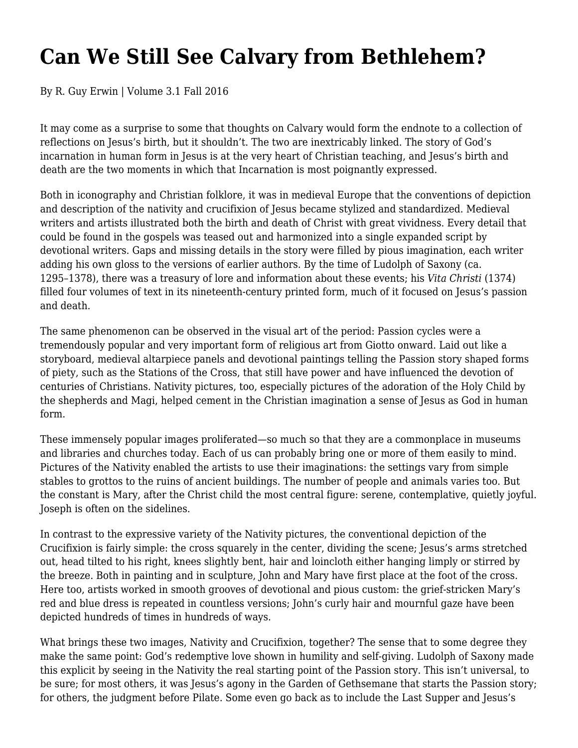# Can We Still See Calvary from Bethlehem?

By R. Guy Erwin | Volume 3.1 Fall 2016

It may come as a surprise to some that thoughts on Calvary would form the endnote to a collection of reflections on Jesus's birth, but it shouldn't. The two are inextricably linked. The story of God's incarnation in human form in Jesus is at the very heart of Christian teaching, and Jesus's birth and death are the two moments in which that Incarnation is most poignantly expressed.

Both in iconography and Christian folklore, it was in medieval Europe that the conventions of depiction and description of the nativity and crucifixion of Jesus became stylized and standardized. Medieval writers and artists illustrated both the birth and death of Christ with great vividness. Every detail that could be found in the gospels was teased out and harmonized into a single expanded script by devotional writers. Gaps and missing details in the story were filled by pious imagination, each writer adding his own gloss to the versions of earlier authors. By the time of Ludolph of Saxony (ca. 1295–1378), there was a treasury of lore and information about these events; his *Vita Christi* (1374) filled four volumes of text in its nineteenth-century printed form, much of it focused on Jesus's passion and death.

The same phenomenon can be observed in the visual art of the period: Passion cycles were a tremendously popular and very important form of religious art from Giotto onward. Laid out like a storyboard, medieval altarpiece panels and devotional paintings telling the Passion story shaped forms of piety, such as the Stations of the Cross, that still have power and have influenced the devotion of centuries of Christians. Nativity pictures, too, especially pictures of the adoration of the Holy Child by the shepherds and Magi, helped cement in the Christian imagination a sense of Jesus as God in human form.

These immensely popular images proliferated—so much so that they are a commonplace in museums and libraries and churches today. Each of us can probably bring one or more of them easily to mind. Pictures of the Nativity enabled the artists to use their imaginations: the settings vary from simple stables to grottos to the ruins of ancient buildings. The number of people and animals varies too. But the constant is Mary, after the Christ child the most central figure: serene, contemplative, quietly joyful. Joseph is often on the sidelines.

In contrast to the expressive variety of the Nativity pictures, the conventional depiction of the Crucifixion is fairly simple: the cross squarely in the center, dividing the scene; Jesus's arms stretched out, head tilted to his right, knees slightly bent, hair and loincloth either hanging limply or stirred by the breeze. Both in painting and in sculpture, John and Mary have first place at the foot of the cross. Here too, artists worked in smooth grooves of devotional and pious custom: the grief-stricken Mary's red and blue dress is repeated in countless versions; John's curly hair and mournful gaze have been depicted hundreds of times in hundreds of ways.

What brings these two images, Nativity and Crucifixion, together? The sense that to some degree they make the same point: God's redemptive love shown in humility and self-giving. Ludolph of Saxony made this explicit by seeing in the Nativity the real starting point of the Passion story. This isn't universal, to be sure; for most others, it was Jesus's agony in the Garden of Gethsemane that starts the Passion story; for others, the judgment before Pilate. Some even go back as to include the Last Supper and Jesus's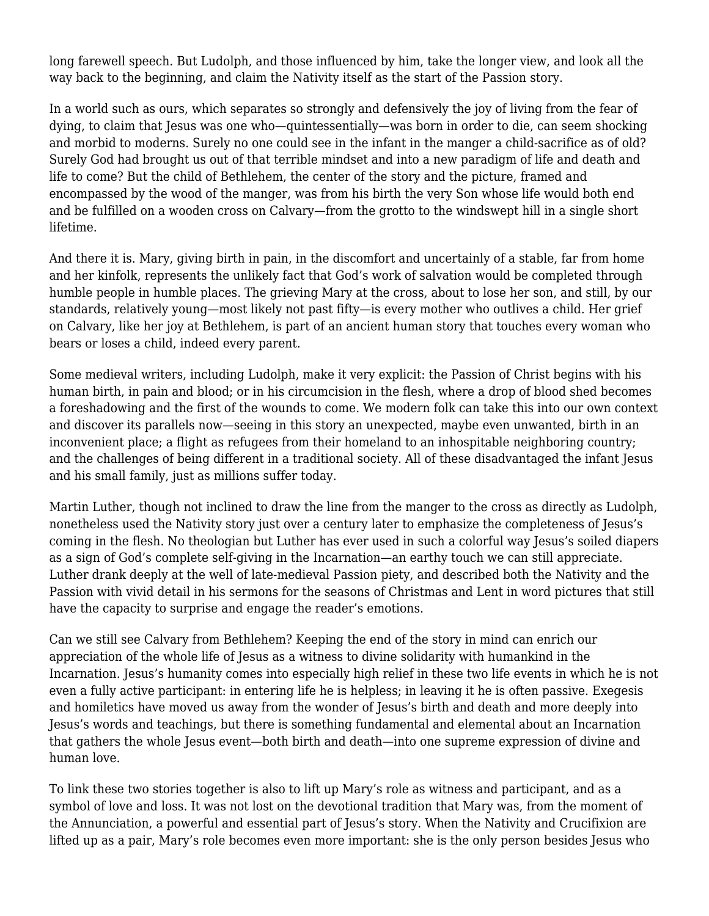long farewell speech. But Ludolph, and those influenced by him, take the longer view, and look all the way back to the beginning, and claim the Nativity itself as the start of the Passion story.

In a world such as ours, which separates so strongly and defensively the joy of living from the fear of dying, to claim that Jesus was one who—quintessentially—was born in order to die, can seem shocking and morbid to moderns. Surely no one could see in the infant in the manger a child-sacrifice as of old? Surely God had brought us out of that terrible mindset and into a new paradigm of life and death and life to come? But the child of Bethlehem, the center of the story and the picture, framed and encompassed by the wood of the manger, was from his birth the very Son whose life would both end and be fulfilled on a wooden cross on Calvary—from the grotto to the windswept hill in a single short lifetime.

And there it is. Mary, giving birth in pain, in the discomfort and uncertainly of a stable, far from home and her kinfolk, represents the unlikely fact that God's work of salvation would be completed through humble people in humble places. The grieving Mary at the cross, about to lose her son, and still, by our standards, relatively young—most likely not past fifty—is every mother who outlives a child. Her grief on Calvary, like her joy at Bethlehem, is part of an ancient human story that touches every woman who bears or loses a child, indeed every parent.

Some medieval writers, including Ludolph, make it very explicit: the Passion of Christ begins with his human birth, in pain and blood; or in his circumcision in the flesh, where a drop of blood shed becomes a foreshadowing and the first of the wounds to come. We modern folk can take this into our own context and discover its parallels now—seeing in this story an unexpected, maybe even unwanted, birth in an inconvenient place; a flight as refugees from their homeland to an inhospitable neighboring country; and the challenges of being different in a traditional society. All of these disadvantaged the infant Jesus and his small family, just as millions suffer today.

Martin Luther, though not inclined to draw the line from the manger to the cross as directly as Ludolph, nonetheless used the Nativity story just over a century later to emphasize the completeness of Jesus's coming in the flesh. No theologian but Luther has ever used in such a colorful way Jesus's soiled diapers as a sign of God's complete self-giving in the Incarnation—an earthy touch we can still appreciate. Luther drank deeply at the well of late-medieval Passion piety, and described both the Nativity and the Passion with vivid detail in his sermons for the seasons of Christmas and Lent in word pictures that still have the capacity to surprise and engage the reader's emotions.

Can we still see Calvary from Bethlehem? Keeping the end of the story in mind can enrich our appreciation of the whole life of Jesus as a witness to divine solidarity with humankind in the Incarnation. Jesus's humanity comes into especially high relief in these two life events in which he is not even a fully active participant: in entering life he is helpless; in leaving it he is often passive. Exegesis and homiletics have moved us away from the wonder of Jesus's birth and death and more deeply into Jesus's words and teachings, but there is something fundamental and elemental about an Incarnation that gathers the whole Jesus event—both birth and death—into one supreme expression of divine and human love.

To link these two stories together is also to lift up Mary's role as witness and participant, and as a symbol of love and loss. It was not lost on the devotional tradition that Mary was, from the moment of the Annunciation, a powerful and essential part of Jesus's story. When the Nativity and Crucifixion are lifted up as a pair, Mary's role becomes even more important: she is the only person besides Jesus who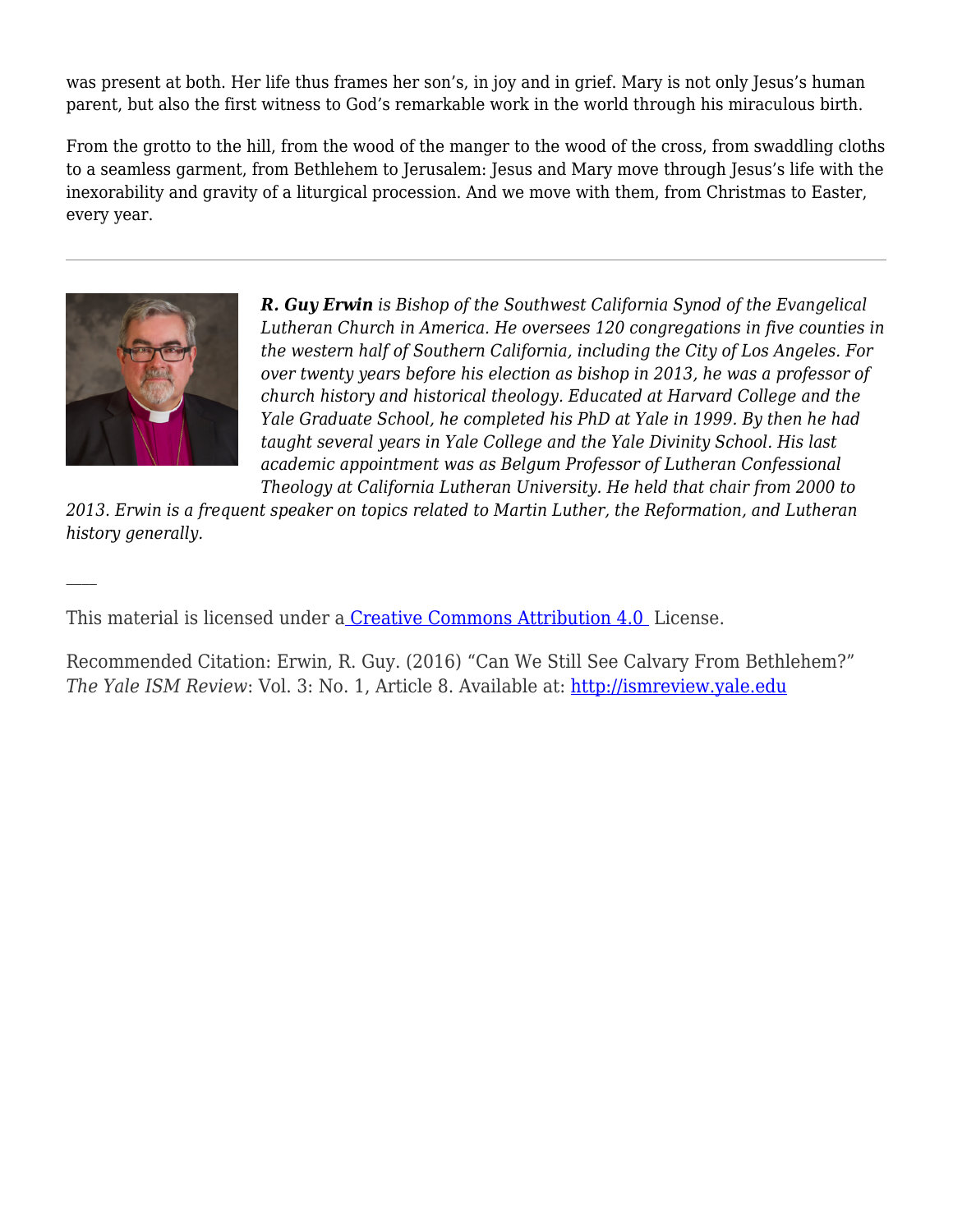was present at both. Her life thus frames her son's, in joy and in grief. Mary is not only Jesus's human parent, but also the first witness to God's remarkable work in the world through his miraculous birth.

From the grotto to the hill, from the wood of the manger to the wood of the cross, from swaddling cloths to a seamless garment, from Bethlehem to Jerusalem: Jesus and Mary move through Jesus's life with the inexorability and gravity of a liturgical procession. And we move with them, from Christmas to Easter, every year.

---

***R. Guy Erwin** is Bishop of the Southwest California Synod of the Evangelical Lutheran Church in America. He oversees 120 congregations in five counties in the western half of Southern California, including the City of Los Angeles. For over twenty years before his election as bishop in 2013, he was a professor of church history and historical theology. Educated at Harvard College and the Yale Graduate School, he completed his PhD at Yale in 1999. By then he had taught several years in Yale College and the Yale Divinity School. His last academic appointment was as Belgum Professor of Lutheran Confessional Theology at California Lutheran University. He held that chair from 2000 to 2013. Erwin is a frequent speaker on topics related to Martin Luther, the Reformation, and Lutheran history generally.*

——

This material is licensed under a [Creative Commons Attribution 4.0](#) License.

Recommended Citation: Erwin, R. Guy. (2016) "Can We Still See Calvary From Bethlehem?" *The Yale ISM Review*: Vol. 3: No. 1, Article 8. Available at: [http://ismreview.yale.edu](http://ismreview.yale.edu)